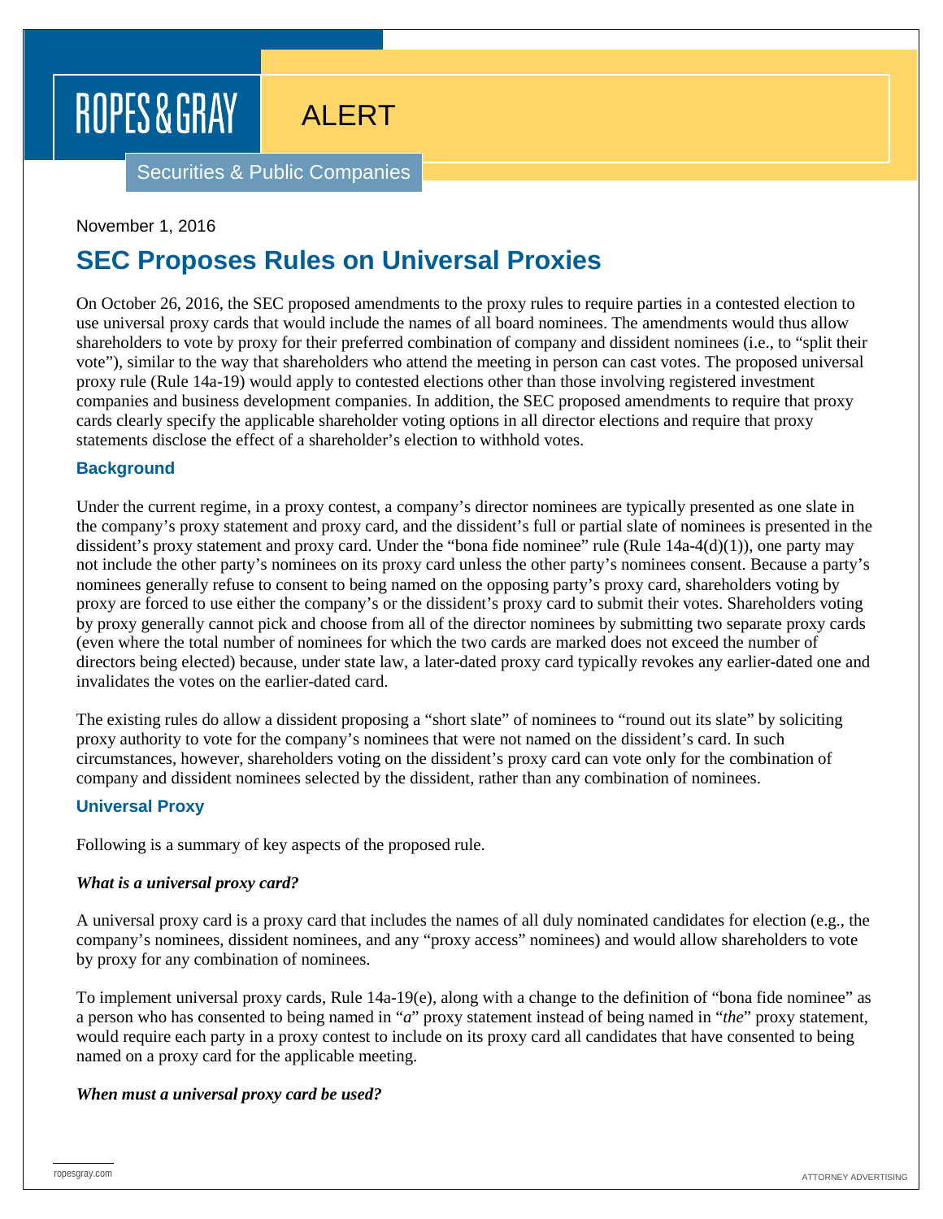ROPES & GRAY

ALERT

Securities & Public Companies

November 1, 2016

# SEC Proposes Rules on Universal Proxies

On October 26, 2016, the SEC proposed amendments to the proxy rules to require parties in a contested election to use universal proxy cards that would include the names of all board nominees. The amendments would thus allow shareholders to vote by proxy for their preferred combination of company and dissident nominees (i.e., to "split their vote"), similar to the way that shareholders who attend the meeting in person can cast votes. The proposed universal proxy rule (Rule 14a-19) would apply to contested elections other than those involving registered investment companies and business development companies. In addition, the SEC proposed amendments to require that proxy cards clearly specify the applicable shareholder voting options in all director elections and require that proxy statements disclose the effect of a shareholder's election to withhold votes.

## Background

Under the current regime, in a proxy contest, a company's director nominees are typically presented as one slate in the company's proxy statement and proxy card, and the dissident's full or partial slate of nominees is presented in the dissident's proxy statement and proxy card. Under the "bona fide nominee" rule (Rule 14a-4(d)(1)), one party may not include the other party's nominees on its proxy card unless the other party's nominees consent. Because a party's nominees generally refuse to consent to being named on the opposing party's proxy card, shareholders voting by proxy are forced to use either the company's or the dissident's proxy card to submit their votes. Shareholders voting by proxy generally cannot pick and choose from all of the director nominees by submitting two separate proxy cards (even where the total number of nominees for which the two cards are marked does not exceed the number of directors being elected) because, under state law, a later-dated proxy card typically revokes any earlier-dated one and invalidates the votes on the earlier-dated card.

The existing rules do allow a dissident proposing a "short slate" of nominees to "round out its slate" by soliciting proxy authority to vote for the company's nominees that were not named on the dissident's card. In such circumstances, however, shareholders voting on the dissident's proxy card can vote only for the combination of company and dissident nominees selected by the dissident, rather than any combination of nominees.

## Universal Proxy

Following is a summary of key aspects of the proposed rule.

***What is a universal proxy card?***

A universal proxy card is a proxy card that includes the names of all duly nominated candidates for election (e.g., the company's nominees, dissident nominees, and any "proxy access" nominees) and would allow shareholders to vote by proxy for any combination of nominees.

To implement universal proxy cards, Rule 14a-19(e), along with a change to the definition of "bona fide nominee" as a person who has consented to being named in "*a*" proxy statement instead of being named in "*the*" proxy statement, would require each party in a proxy contest to include on its proxy card all candidates that have consented to being named on a proxy card for the applicable meeting.

***When must a universal proxy card be used?***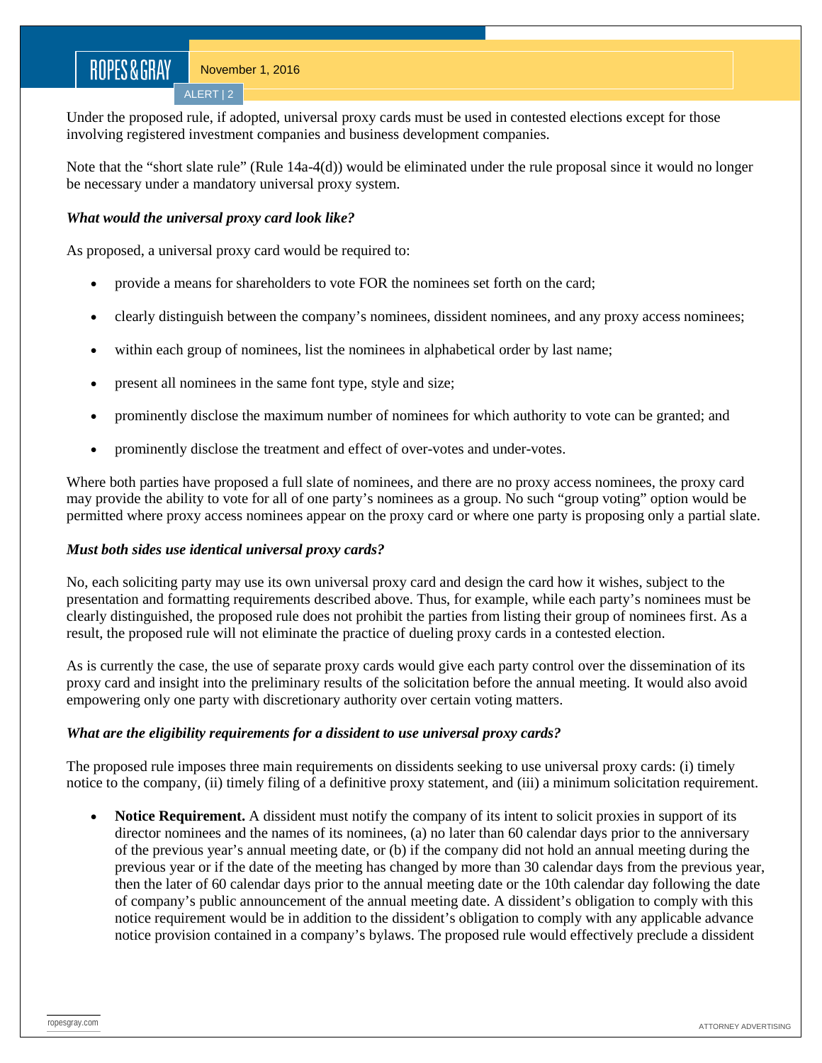Under the proposed rule, if adopted, universal proxy cards must be used in contested elections except for those involving registered investment companies and business development companies.

Note that the "short slate rule" (Rule 14a-4(d)) would be eliminated under the rule proposal since it would no longer be necessary under a mandatory universal proxy system.

***What would the universal proxy card look like?***

As proposed, a universal proxy card would be required to:

- provide a means for shareholders to vote FOR the nominees set forth on the card;
- clearly distinguish between the company's nominees, dissident nominees, and any proxy access nominees;
- within each group of nominees, list the nominees in alphabetical order by last name;
- present all nominees in the same font type, style and size;
- prominently disclose the maximum number of nominees for which authority to vote can be granted; and
- prominently disclose the treatment and effect of over-votes and under-votes.

Where both parties have proposed a full slate of nominees, and there are no proxy access nominees, the proxy card may provide the ability to vote for all of one party's nominees as a group. No such "group voting" option would be permitted where proxy access nominees appear on the proxy card or where one party is proposing only a partial slate.

***Must both sides use identical universal proxy cards?***

No, each soliciting party may use its own universal proxy card and design the card how it wishes, subject to the presentation and formatting requirements described above. Thus, for example, while each party's nominees must be clearly distinguished, the proposed rule does not prohibit the parties from listing their group of nominees first. As a result, the proposed rule will not eliminate the practice of dueling proxy cards in a contested election.

As is currently the case, the use of separate proxy cards would give each party control over the dissemination of its proxy card and insight into the preliminary results of the solicitation before the annual meeting. It would also avoid empowering only one party with discretionary authority over certain voting matters.

***What are the eligibility requirements for a dissident to use universal proxy cards?***

The proposed rule imposes three main requirements on dissidents seeking to use universal proxy cards: (i) timely notice to the company, (ii) timely filing of a definitive proxy statement, and (iii) a minimum solicitation requirement.

- **Notice Requirement.** A dissident must notify the company of its intent to solicit proxies in support of its director nominees and the names of its nominees, (a) no later than 60 calendar days prior to the anniversary of the previous year's annual meeting date, or (b) if the company did not hold an annual meeting during the previous year or if the date of the meeting has changed by more than 30 calendar days from the previous year, then the later of 60 calendar days prior to the annual meeting date or the 10th calendar day following the date of company's public announcement of the annual meeting date. A dissident's obligation to comply with this notice requirement would be in addition to the dissident's obligation to comply with any applicable advance notice provision contained in a company's bylaws. The proposed rule would effectively preclude a dissident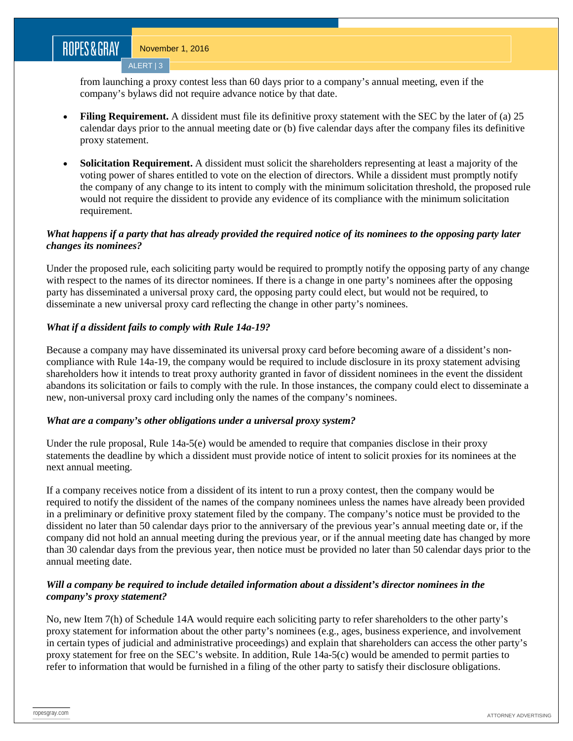from launching a proxy contest less than 60 days prior to a company's annual meeting, even if the company's bylaws did not require advance notice by that date.

- **Filing Requirement.** A dissident must file its definitive proxy statement with the SEC by the later of (a) 25 calendar days prior to the annual meeting date or (b) five calendar days after the company files its definitive proxy statement.
- **Solicitation Requirement.** A dissident must solicit the shareholders representing at least a majority of the voting power of shares entitled to vote on the election of directors. While a dissident must promptly notify the company of any change to its intent to comply with the minimum solicitation threshold, the proposed rule would not require the dissident to provide any evidence of its compliance with the minimum solicitation requirement.

***What happens if a party that has already provided the required notice of its nominees to the opposing party later changes its nominees?***

Under the proposed rule, each soliciting party would be required to promptly notify the opposing party of any change with respect to the names of its director nominees. If there is a change in one party's nominees after the opposing party has disseminated a universal proxy card, the opposing party could elect, but would not be required, to disseminate a new universal proxy card reflecting the change in other party's nominees.

***What if a dissident fails to comply with Rule 14a-19?***

Because a company may have disseminated its universal proxy card before becoming aware of a dissident's non-compliance with Rule 14a-19, the company would be required to include disclosure in its proxy statement advising shareholders how it intends to treat proxy authority granted in favor of dissident nominees in the event the dissident abandons its solicitation or fails to comply with the rule. In those instances, the company could elect to disseminate a new, non-universal proxy card including only the names of the company's nominees.

***What are a company's other obligations under a universal proxy system?***

Under the rule proposal, Rule 14a-5(e) would be amended to require that companies disclose in their proxy statements the deadline by which a dissident must provide notice of intent to solicit proxies for its nominees at the next annual meeting.

If a company receives notice from a dissident of its intent to run a proxy contest, then the company would be required to notify the dissident of the names of the company nominees unless the names have already been provided in a preliminary or definitive proxy statement filed by the company. The company's notice must be provided to the dissident no later than 50 calendar days prior to the anniversary of the previous year's annual meeting date or, if the company did not hold an annual meeting during the previous year, or if the annual meeting date has changed by more than 30 calendar days from the previous year, then notice must be provided no later than 50 calendar days prior to the annual meeting date.

***Will a company be required to include detailed information about a dissident's director nominees in the company's proxy statement?***

No, new Item 7(h) of Schedule 14A would require each soliciting party to refer shareholders to the other party's proxy statement for information about the other party's nominees (e.g., ages, business experience, and involvement in certain types of judicial and administrative proceedings) and explain that shareholders can access the other party's proxy statement for free on the SEC's website. In addition, Rule 14a-5(c) would be amended to permit parties to refer to information that would be furnished in a filing of the other party to satisfy their disclosure obligations.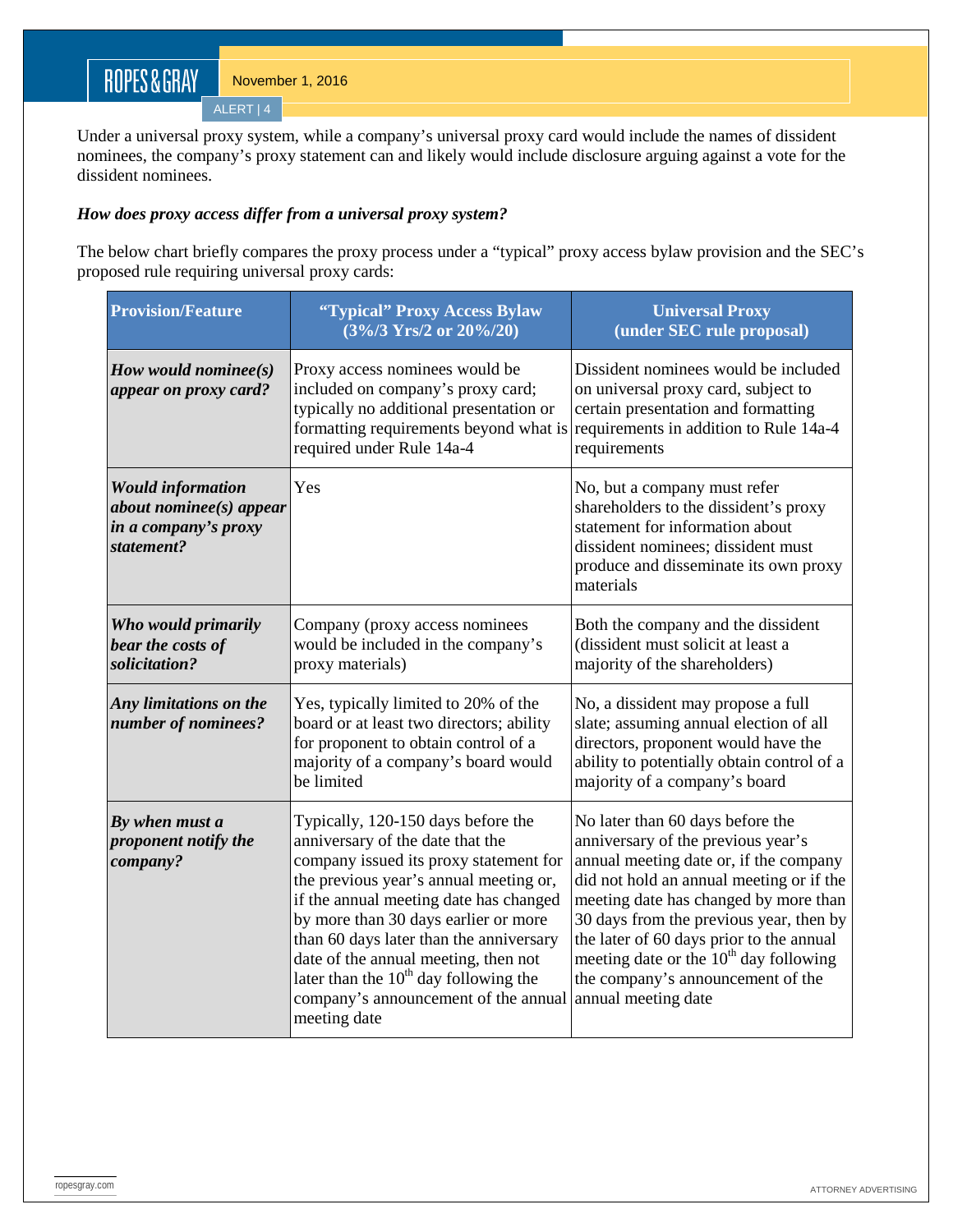Under a universal proxy system, while a company's universal proxy card would include the names of dissident nominees, the company's proxy statement can and likely would include disclosure arguing against a vote for the dissident nominees.

***How does proxy access differ from a universal proxy system?***

The below chart briefly compares the proxy process under a "typical" proxy access bylaw provision and the SEC's proposed rule requiring universal proxy cards:

| **Provision/Feature** | **"Typical" Proxy Access Bylaw (3%/3 Yrs/2 or 20%/20)** | **Universal Proxy (under SEC rule proposal)** |
|---|---|---|
| ***How would nominee(s) appear on proxy card?*** | Proxy access nominees would be included on company's proxy card; typically no additional presentation or formatting requirements beyond what is required under Rule 14a-4 | Dissident nominees would be included on universal proxy card, subject to certain presentation and formatting requirements in addition to Rule 14a-4 requirements |
| ***Would information about nominee(s) appear in a company's proxy statement?*** | Yes | No, but a company must refer shareholders to the dissident's proxy statement for information about dissident nominees; dissident must produce and disseminate its own proxy materials |
| ***Who would primarily bear the costs of solicitation?*** | Company (proxy access nominees would be included in the company's proxy materials) | Both the company and the dissident (dissident must solicit at least a majority of the shareholders) |
| ***Any limitations on the number of nominees?*** | Yes, typically limited to 20% of the board or at least two directors; ability for proponent to obtain control of a majority of a company's board would be limited | No, a dissident may propose a full slate; assuming annual election of all directors, proponent would have the ability to potentially obtain control of a majority of a company's board |
| ***By when must a proponent notify the company?*** | Typically, 120-150 days before the anniversary of the date that the company issued its proxy statement for the previous year's annual meeting or, if the annual meeting date has changed by more than 30 days earlier or more than 60 days later than the anniversary date of the annual meeting, then not later than the 10th day following the company's announcement of the annual meeting date | No later than 60 days before the anniversary of the previous year's annual meeting date or, if the company did not hold an annual meeting or if the meeting date has changed by more than 30 days from the previous year, then by the later of 60 days prior to the annual meeting date or the 10th day following the company's announcement of the annual meeting date |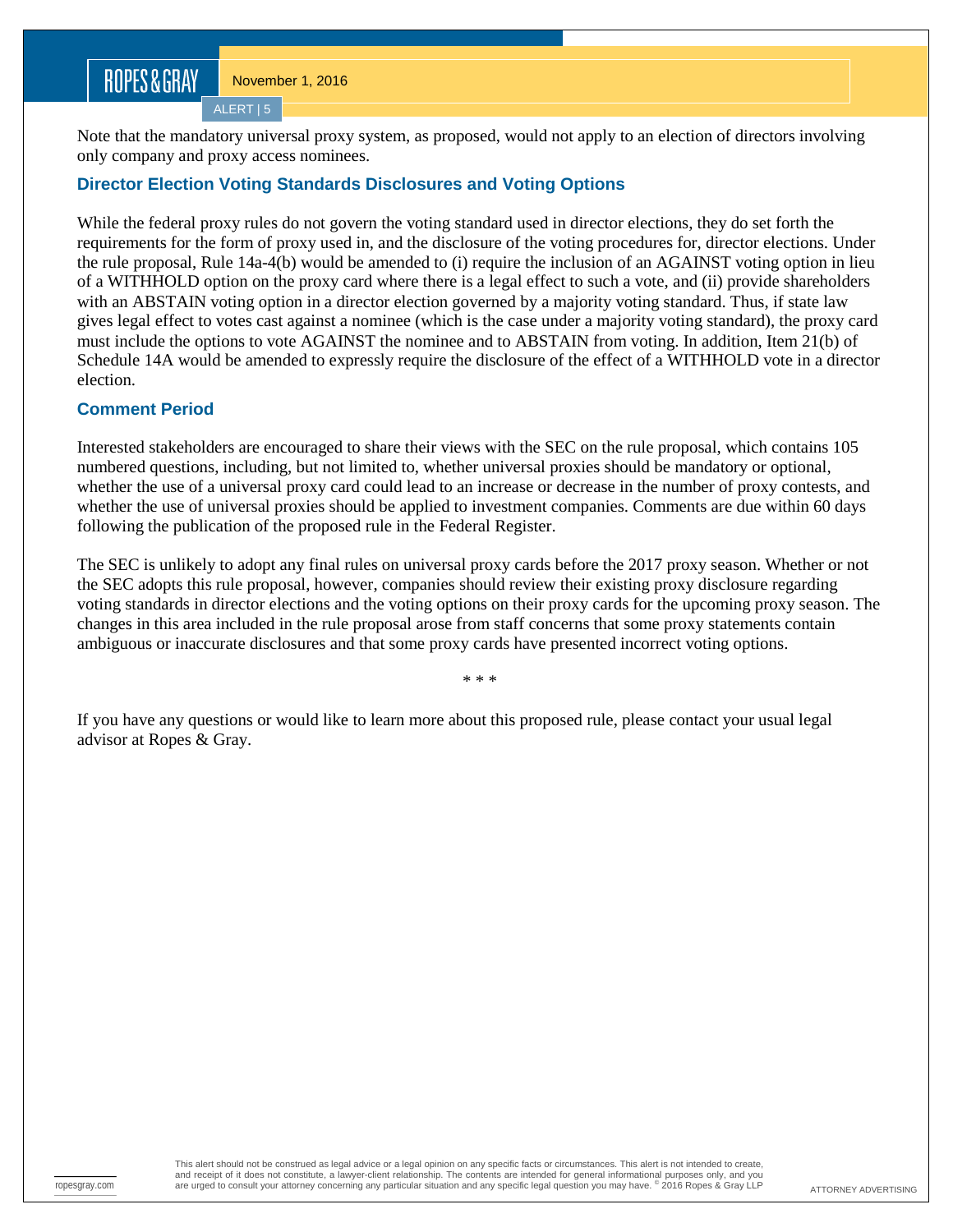Note that the mandatory universal proxy system, as proposed, would not apply to an election of directors involving only company and proxy access nominees.

### Director Election Voting Standards Disclosures and Voting Options

While the federal proxy rules do not govern the voting standard used in director elections, they do set forth the requirements for the form of proxy used in, and the disclosure of the voting procedures for, director elections. Under the rule proposal, Rule 14a-4(b) would be amended to (i) require the inclusion of an AGAINST voting option in lieu of a WITHHOLD option on the proxy card where there is a legal effect to such a vote, and (ii) provide shareholders with an ABSTAIN voting option in a director election governed by a majority voting standard. Thus, if state law gives legal effect to votes cast against a nominee (which is the case under a majority voting standard), the proxy card must include the options to vote AGAINST the nominee and to ABSTAIN from voting. In addition, Item 21(b) of Schedule 14A would be amended to expressly require the disclosure of the effect of a WITHHOLD vote in a director election.

### Comment Period

Interested stakeholders are encouraged to share their views with the SEC on the rule proposal, which contains 105 numbered questions, including, but not limited to, whether universal proxies should be mandatory or optional, whether the use of a universal proxy card could lead to an increase or decrease in the number of proxy contests, and whether the use of universal proxies should be applied to investment companies. Comments are due within 60 days following the publication of the proposed rule in the Federal Register.

The SEC is unlikely to adopt any final rules on universal proxy cards before the 2017 proxy season. Whether or not the SEC adopts this rule proposal, however, companies should review their existing proxy disclosure regarding voting standards in director elections and the voting options on their proxy cards for the upcoming proxy season. The changes in this area included in the rule proposal arose from staff concerns that some proxy statements contain ambiguous or inaccurate disclosures and that some proxy cards have presented incorrect voting options.

* * *

If you have any questions or would like to learn more about this proposed rule, please contact your usual legal advisor at Ropes & Gray.